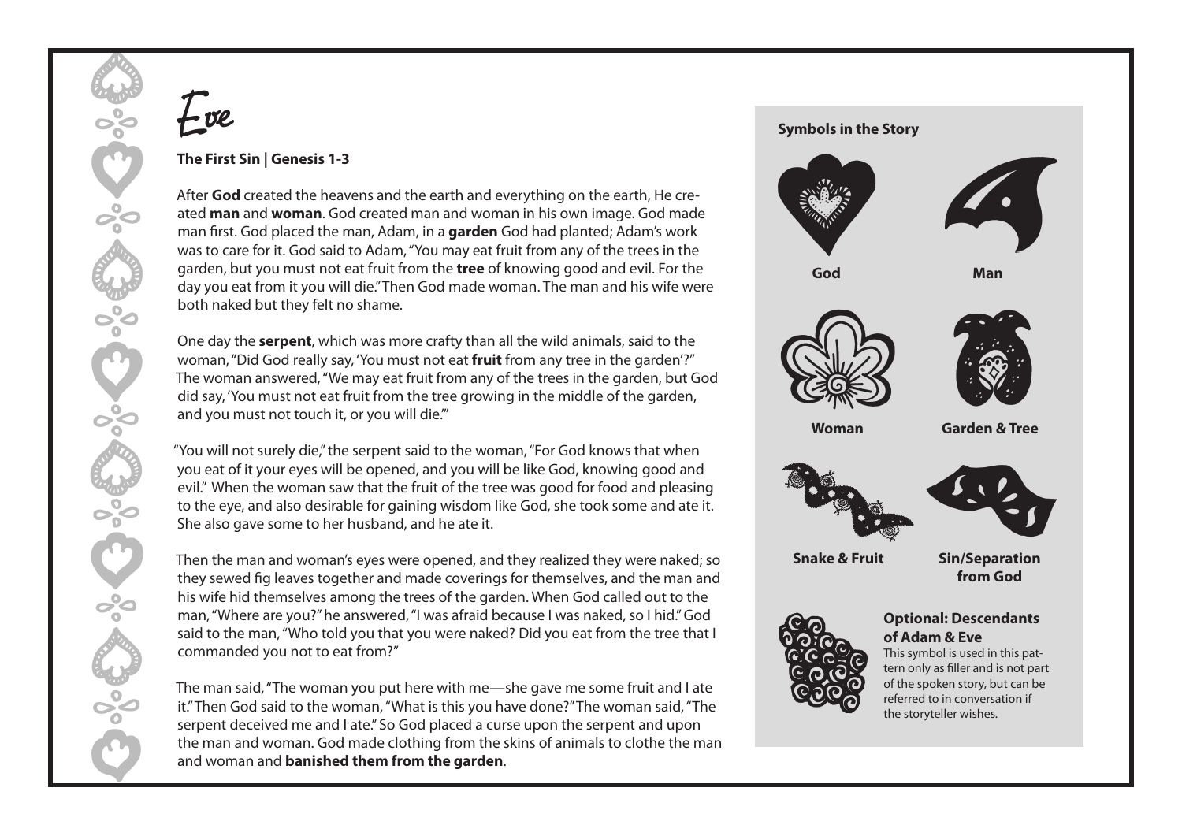# Eve

**The First Sin | Genesis 1-3**

After **God** created the heavens and the earth and everything on the earth, He created **man** and **woman**. God created man and woman in his own image. God made man first. God placed the man, Adam, in a **garden** God had planted; Adam's work was to care for it. God said to Adam, "You may eat fruit from any of the trees in the garden, but you must not eat fruit from the **tree** of knowing good and evil. For the day you eat from it you will die." Then God made woman. The man and his wife were both naked but they felt no shame.

One day the **serpent**, which was more crafty than all the wild animals, said to the woman, "Did God really say, 'You must not eat **fruit** from any tree in the garden'?" The woman answered, "We may eat fruit from any of the trees in the garden, but God did say, 'You must not eat fruit from the tree growing in the middle of the garden, and you must not touch it, or you will die.'"

"You will not surely die," the serpent said to the woman, "For God knows that when you eat of it your eyes will be opened, and you will be like God, knowing good and evil." When the woman saw that the fruit of the tree was good for food and pleasing to the eye, and also desirable for gaining wisdom like God, she took some and ate it. She also gave some to her husband, and he ate it.

Then the man and woman's eyes were opened, and they realized they were naked; so they sewed fig leaves together and made coverings for themselves, and the man and his wife hid themselves among the trees of the garden. When God called out to the man, "Where are you?" he answered, "I was afraid because I was naked, so I hid." God said to the man, "Who told you that you were naked? Did you eat from the tree that I commanded you not to eat from?"

The man said, "The woman you put here with me—she gave me some fruit and I ate it." Then God said to the woman, "What is this you have done?" The woman said, "The serpent deceived me and I ate." So God placed a curse upon the serpent and upon the man and woman. God made clothing from the skins of animals to clothe the man and woman and **banished them from the garden**.

**Symbols in the Story**

**God**

**Man**

**Woman**

**Garden & Tree**

**Snake & Fruit**

**Sin/Separation from God**

**Optional: Descendants of Adam & Eve**

This symbol is used in this pattern only as filler and is not part of the spoken story, but can be referred to in conversation if the storyteller wishes.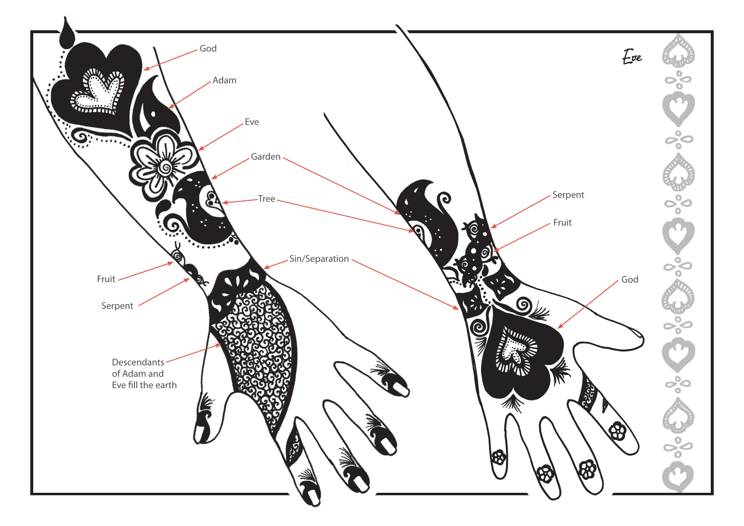Eve

God

Adam

Eve

Garden

Tree

Fruit

Serpent

Sin/Separation

Descendants of Adam and Eve fill the earth

Serpent

Fruit

God